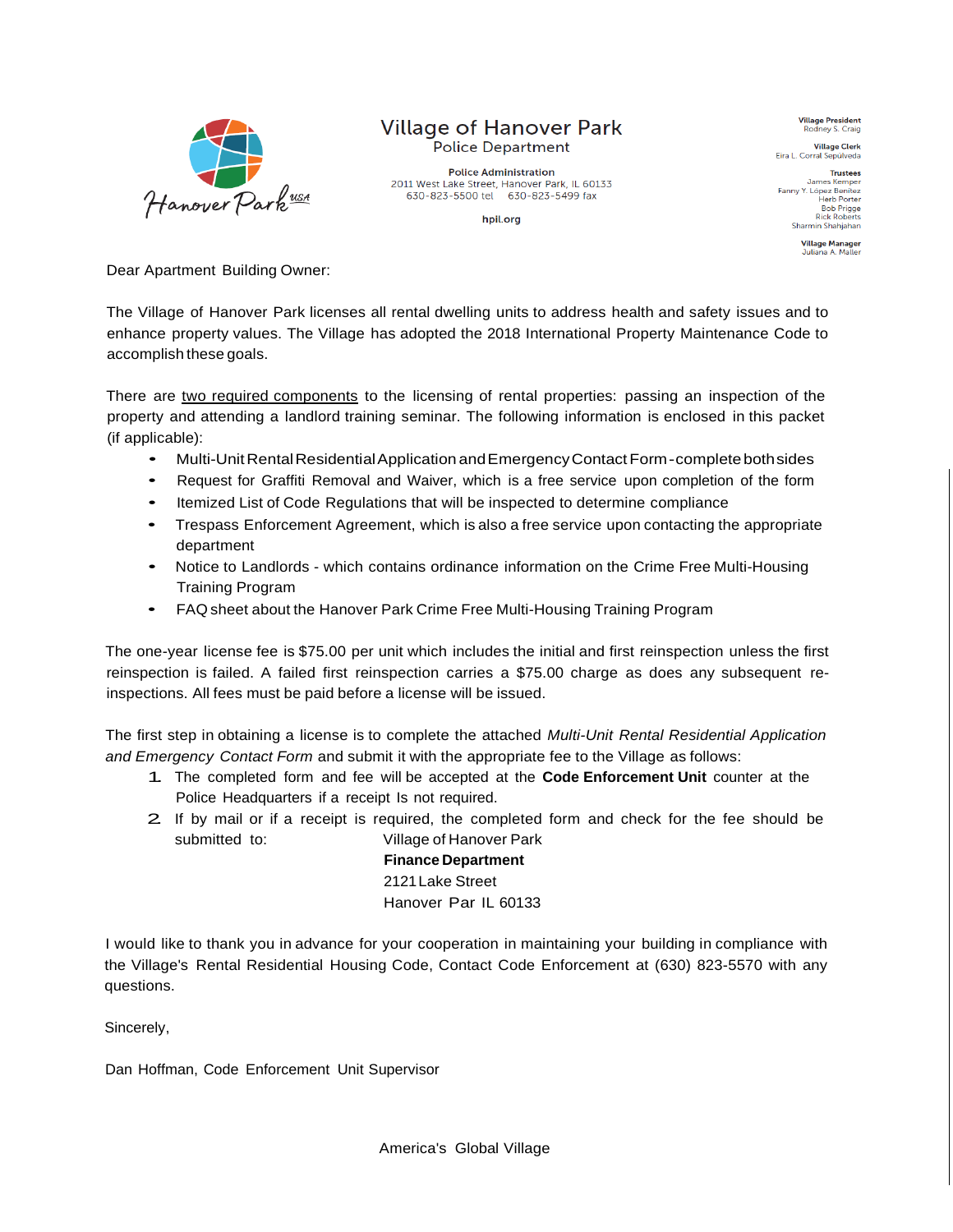# Village of Hanover Park

## Police Department

**Police Administration**
2011 West Lake Street, Hanover Park, IL 60133
630-823-5500 tel 630-823-5499 fax

**hpil.org**

**Village President**
Rodney S. Craig

**Village Clerk**
Eira L. Corral Sepúlveda

**Trustees**
James Kemper
Fanny Y. López Benitez
Herb Porter
Bob Prigge
Rick Roberts
Sharmin Shahjahan

**Village Manager**
Juliana A. Maller

Dear Apartment Building Owner:

The Village of Hanover Park licenses all rental dwelling units to address health and safety issues and to enhance property values. The Village has adopted the 2018 International Property Maintenance Code to accomplish these goals.

There are two required components to the licensing of rental properties: passing an inspection of the property and attending a landlord training seminar. The following information is enclosed in this packet (if applicable):

- Multi-Unit Rental Residential Application and Emergency Contact Form - complete both sides
- Request for Graffiti Removal and Waiver, which is a free service upon completion of the form
- Itemized List of Code Regulations that will be inspected to determine compliance
- Trespass Enforcement Agreement, which is also a free service upon contacting the appropriate department
- Notice to Landlords - which contains ordinance information on the Crime Free Multi-Housing Training Program
- FAQ sheet about the Hanover Park Crime Free Multi-Housing Training Program

The one-year license fee is $75.00 per unit which includes the initial and first reinspection unless the first reinspection is failed. A failed first reinspection carries a $75.00 charge as does any subsequent re-inspections. All fees must be paid before a license will be issued.

The first step in obtaining a license is to complete the attached *Multi-Unit Rental Residential Application and Emergency Contact Form* and submit it with the appropriate fee to the Village as follows:

1. The completed form and fee will be accepted at the **Code Enforcement Unit** counter at the Police Headquarters if a receipt Is not required.
2. If by mail or if a receipt is required, the completed form and check for the fee should be submitted to:

   Village of Hanover Park
   **Finance Department**
   2121 Lake Street
   Hanover Par IL 60133

I would like to thank you in advance for your cooperation in maintaining your building in compliance with the Village's Rental Residential Housing Code, Contact Code Enforcement at (630) 823-5570 with any questions.

Sincerely,

Dan Hoffman, Code Enforcement Unit Supervisor

America's Global Village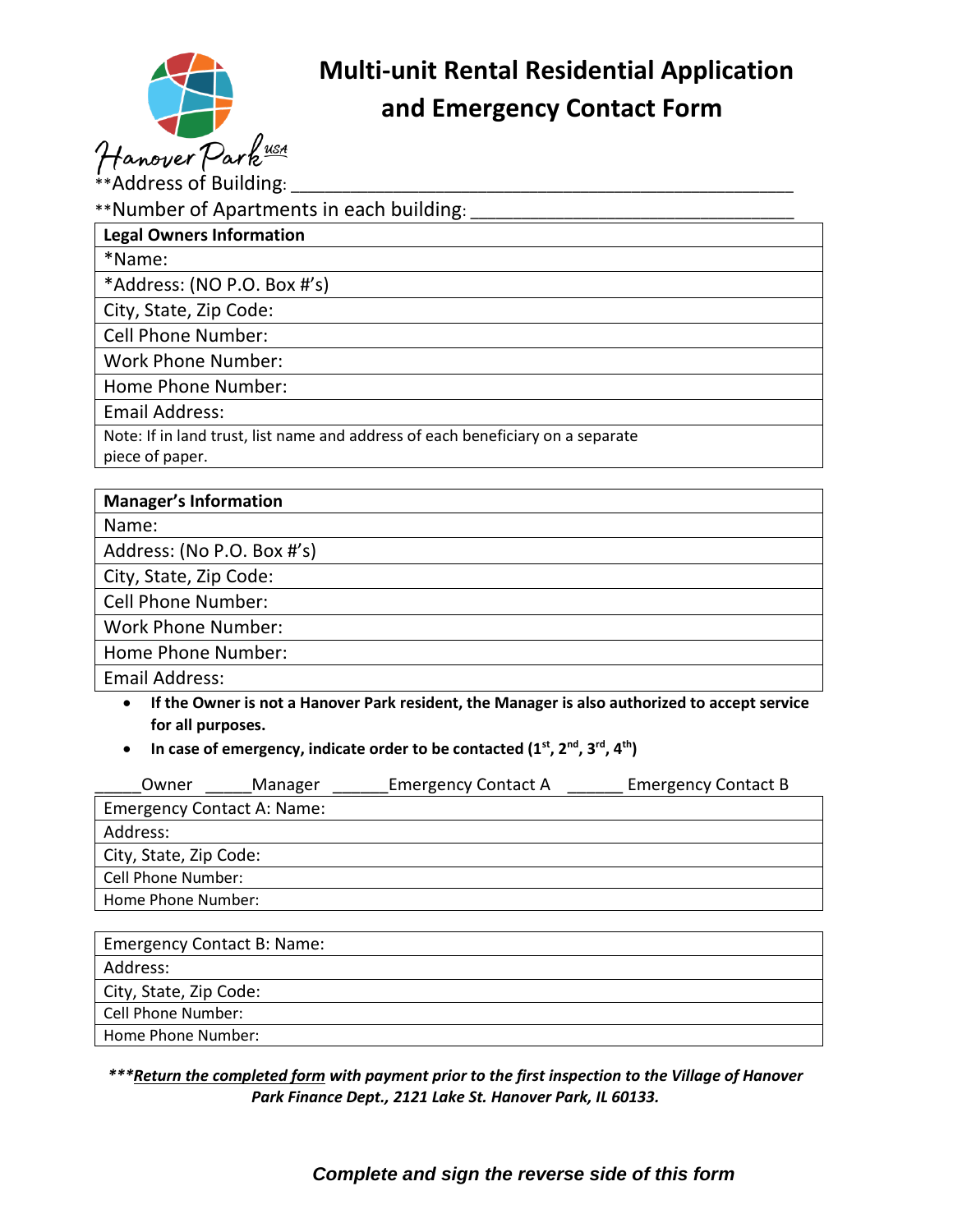# Multi-unit Rental Residential Application and Emergency Contact Form

Hanover Park USA

**Address of Building: ___________________________________________________

**Number of Apartments in each building: _________________________________

| **Legal Owners Information** |
| --- |
| *Name: |
| *Address: (NO P.O. Box #'s) |
| City, State, Zip Code: |
| Cell Phone Number: |
| Work Phone Number: |
| Home Phone Number: |
| Email Address: |
| Note: If in land trust, list name and address of each beneficiary on a separate piece of paper. |

| **Manager's Information** |
| --- |
| Name: |
| Address: (No P.O. Box #'s) |
| City, State, Zip Code: |
| Cell Phone Number: |
| Work Phone Number: |
| Home Phone Number: |
| Email Address: |

- **If the Owner is not a Hanover Park resident, the Manager is also authorized to accept service for all purposes.**
- **In case of emergency, indicate order to be contacted (1st, 2nd, 3rd, 4th)**

_____Owner _____Manager ______Emergency Contact A ______ Emergency Contact B

| Emergency Contact A: Name: |
| --- |
| Address: |
| City, State, Zip Code: |
| Cell Phone Number: |
| Home Phone Number: |

| Emergency Contact B: Name: |
| --- |
| Address: |
| City, State, Zip Code: |
| Cell Phone Number: |
| Home Phone Number: |

***___Return the completed form___ with payment prior to the first inspection to the Village of Hanover Park Finance Dept., 2121 Lake St. Hanover Park, IL 60133.***

***Complete and sign the reverse side of this form***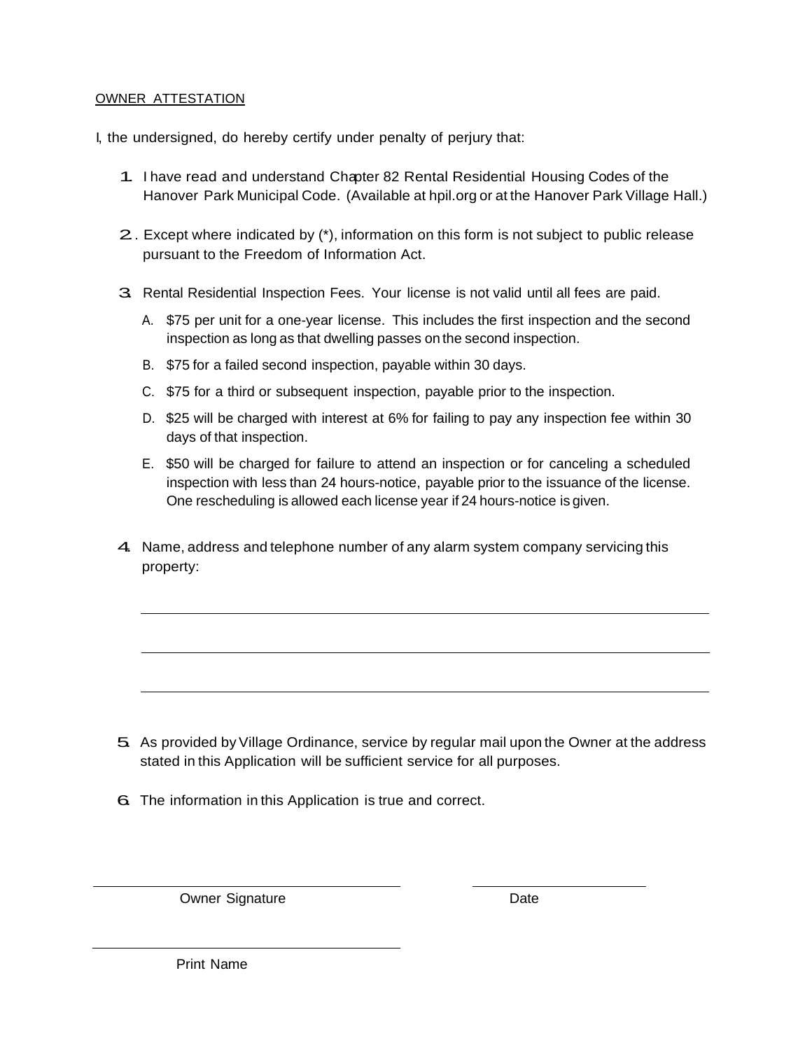## OWNER ATTESTATION

I, the undersigned, do hereby certify under penalty of perjury that:

1. I have read and understand Chapter 82 Rental Residential Housing Codes of the Hanover Park Municipal Code. (Available at hpil.org or at the Hanover Park Village Hall.)

2. Except where indicated by (*), information on this form is not subject to public release pursuant to the Freedom of Information Act.

3. Rental Residential Inspection Fees. Your license is not valid until all fees are paid.
   - A. $75 per unit for a one-year license. This includes the first inspection and the second inspection as long as that dwelling passes on the second inspection.
   - B. $75 for a failed second inspection, payable within 30 days.
   - C. $75 for a third or subsequent inspection, payable prior to the inspection.
   - D. $25 will be charged with interest at 6% for failing to pay any inspection fee within 30 days of that inspection.
   - E. $50 will be charged for failure to attend an inspection or for canceling a scheduled inspection with less than 24 hours-notice, payable prior to the issuance of the license. One rescheduling is allowed each license year if 24 hours-notice is given.

4. Name, address and telephone number of any alarm system company servicing this property:

   \_\_\_\_\_\_\_\_\_\_\_\_\_\_\_\_\_\_\_\_\_\_\_\_\_\_\_\_\_\_\_\_\_\_\_\_\_\_\_\_\_\_\_\_\_\_\_\_\_\_\_\_\_\_\_\_\_\_

   \_\_\_\_\_\_\_\_\_\_\_\_\_\_\_\_\_\_\_\_\_\_\_\_\_\_\_\_\_\_\_\_\_\_\_\_\_\_\_\_\_\_\_\_\_\_\_\_\_\_\_\_\_\_\_\_\_\_

   \_\_\_\_\_\_\_\_\_\_\_\_\_\_\_\_\_\_\_\_\_\_\_\_\_\_\_\_\_\_\_\_\_\_\_\_\_\_\_\_\_\_\_\_\_\_\_\_\_\_\_\_\_\_\_\_\_\_

5. As provided by Village Ordinance, service by regular mail upon the Owner at the address stated in this Application will be sufficient service for all purposes.

6. The information in this Application is true and correct.

\_\_\_\_\_\_\_\_\_\_\_\_\_\_\_\_\_\_\_\_\_\_\_\_\_\_\_\_\_\_\_\_ \_\_\_\_\_\_\_\_\_\_\_\_\_\_\_\_\_\_\_\_

Owner Signature Date

\_\_\_\_\_\_\_\_\_\_\_\_\_\_\_\_\_\_\_\_\_\_\_\_\_\_\_\_\_\_\_\_

Print Name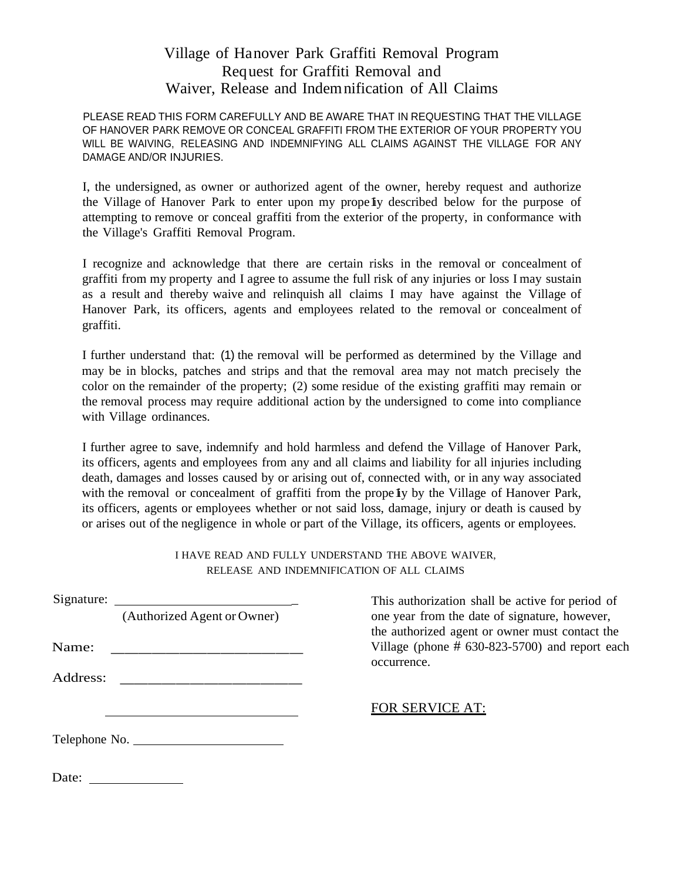# Village of Hanover Park Graffiti Removal Program
## Request for Graffiti Removal and
## Waiver, Release and Indemnification of All Claims

PLEASE READ THIS FORM CAREFULLY AND BE AWARE THAT IN REQUESTING THAT THE VILLAGE OF HANOVER PARK REMOVE OR CONCEAL GRAFFITI FROM THE EXTERIOR OF YOUR PROPERTY YOU WILL BE WAIVING, RELEASING AND INDEMNIFYING ALL CLAIMS AGAINST THE VILLAGE FOR ANY DAMAGE AND/OR INJURIES.

I, the undersigned, as owner or authorized agent of the owner, hereby request and authorize the Village of Hanover Park to enter upon my property described below for the purpose of attempting to remove or conceal graffiti from the exterior of the property, in conformance with the Village's Graffiti Removal Program.

I recognize and acknowledge that there are certain risks in the removal or concealment of graffiti from my property and I agree to assume the full risk of any injuries or loss I may sustain as a result and thereby waive and relinquish all claims I may have against the Village of Hanover Park, its officers, agents and employees related to the removal or concealment of graffiti.

I further understand that: (1) the removal will be performed as determined by the Village and may be in blocks, patches and strips and that the removal area may not match precisely the color on the remainder of the property; (2) some residue of the existing graffiti may remain or the removal process may require additional action by the undersigned to come into compliance with Village ordinances.

I further agree to save, indemnify and hold harmless and defend the Village of Hanover Park, its officers, agents and employees from any and all claims and liability for all injuries including death, damages and losses caused by or arising out of, connected with, or in any way associated with the removal or concealment of graffiti from the property by the Village of Hanover Park, its officers, agents or employees whether or not said loss, damage, injury or death is caused by or arises out of the negligence in whole or part of the Village, its officers, agents or employees.

I HAVE READ AND FULLY UNDERSTAND THE ABOVE WAIVER, RELEASE AND INDEMNIFICATION OF ALL CLAIMS

Signature: ___________________________
(Authorized Agent or Owner)

Name: ___________________________

Address: ___________________________

___________________________

Telephone No. ___________________________

Date: ______________

This authorization shall be active for period of one year from the date of signature, however, the authorized agent or owner must contact the Village (phone # 630-823-5700) and report each occurrence.

FOR SERVICE AT: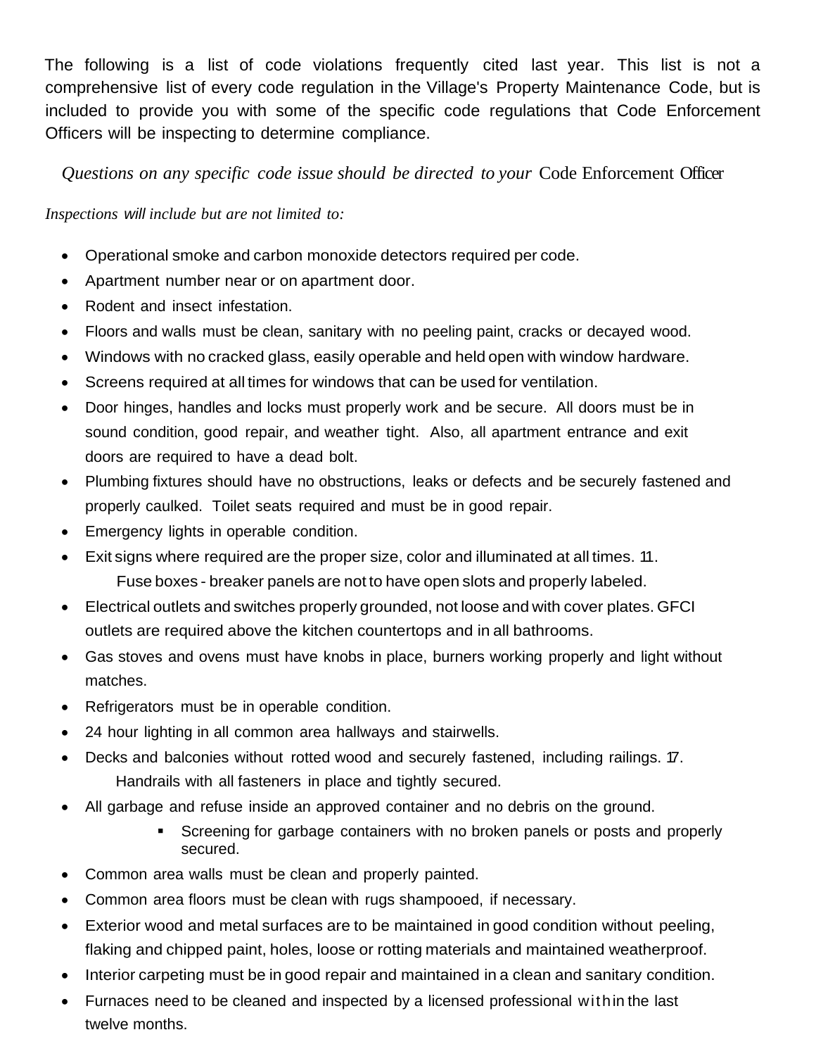The following is a list of code violations frequently cited last year. This list is not a comprehensive list of every code regulation in the Village's Property Maintenance Code, but is included to provide you with some of the specific code regulations that Code Enforcement Officers will be inspecting to determine compliance.

*Questions on any specific code issue should be directed to your* Code Enforcement Officer

*Inspections will include but are not limited to:*

- Operational smoke and carbon monoxide detectors required per code.
- Apartment number near or on apartment door.
- Rodent and insect infestation.
- Floors and walls must be clean, sanitary with no peeling paint, cracks or decayed wood.
- Windows with no cracked glass, easily operable and held open with window hardware.
- Screens required at all times for windows that can be used for ventilation.
- Door hinges, handles and locks must properly work and be secure. All doors must be in sound condition, good repair, and weather tight. Also, all apartment entrance and exit doors are required to have a dead bolt.
- Plumbing fixtures should have no obstructions, leaks or defects and be securely fastened and properly caulked. Toilet seats required and must be in good repair.
- Emergency lights in operable condition.
- Exit signs where required are the proper size, color and illuminated at all times. 11. Fuse boxes - breaker panels are not to have open slots and properly labeled.
- Electrical outlets and switches properly grounded, not loose and with cover plates. GFCI outlets are required above the kitchen countertops and in all bathrooms.
- Gas stoves and ovens must have knobs in place, burners working properly and light without matches.
- Refrigerators must be in operable condition.
- 24 hour lighting in all common area hallways and stairwells.
- Decks and balconies without rotted wood and securely fastened, including railings. 17. Handrails with all fasteners in place and tightly secured.
- All garbage and refuse inside an approved container and no debris on the ground.
  - Screening for garbage containers with no broken panels or posts and properly secured.
- Common area walls must be clean and properly painted.
- Common area floors must be clean with rugs shampooed, if necessary.
- Exterior wood and metal surfaces are to be maintained in good condition without peeling, flaking and chipped paint, holes, loose or rotting materials and maintained weatherproof.
- Interior carpeting must be in good repair and maintained in a clean and sanitary condition.
- Furnaces need to be cleaned and inspected by a licensed professional within the last twelve months.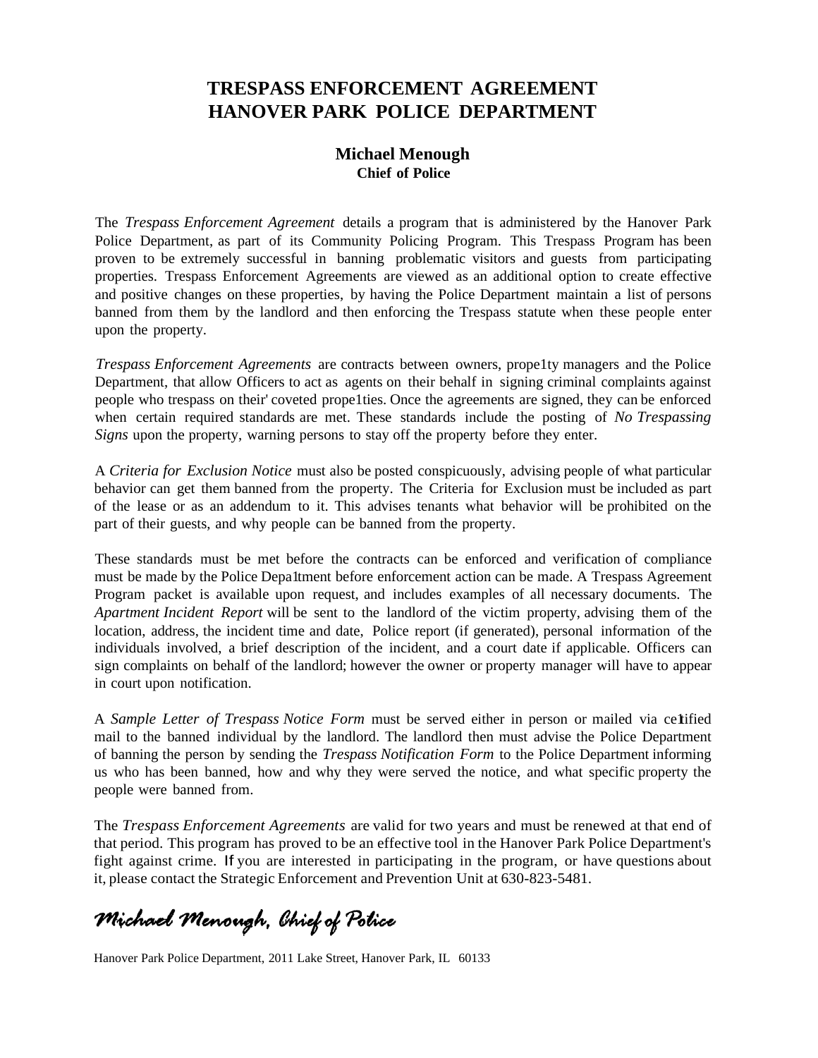# TRESPASS ENFORCEMENT AGREEMENT
# HANOVER PARK POLICE DEPARTMENT

**Michael Menough**
**Chief of Police**

The *Trespass Enforcement Agreement* details a program that is administered by the Hanover Park Police Department, as part of its Community Policing Program. This Trespass Program has been proven to be extremely successful in banning problematic visitors and guests from participating properties. Trespass Enforcement Agreements are viewed as an additional option to create effective and positive changes on these properties, by having the Police Department maintain a list of persons banned from them by the landlord and then enforcing the Trespass statute when these people enter upon the property.

*Trespass Enforcement Agreements* are contracts between owners, prope1ty managers and the Police Department, that allow Officers to act as agents on their behalf in signing criminal complaints against people who trespass on their' coveted prope1ties. Once the agreements are signed, they can be enforced when certain required standards are met. These standards include the posting of *No Trespassing Signs* upon the property, warning persons to stay off the property before they enter.

A *Criteria for Exclusion Notice* must also be posted conspicuously, advising people of what particular behavior can get them banned from the property. The Criteria for Exclusion must be included as part of the lease or as an addendum to it. This advises tenants what behavior will be prohibited on the part of their guests, and why people can be banned from the property.

These standards must be met before the contracts can be enforced and verification of compliance must be made by the Police Depa1tment before enforcement action can be made. A Trespass Agreement Program packet is available upon request, and includes examples of all necessary documents. The *Apartment Incident Report* will be sent to the landlord of the victim property, advising them of the location, address, the incident time and date, Police report (if generated), personal information of the individuals involved, a brief description of the incident, and a court date if applicable. Officers can sign complaints on behalf of the landlord; however the owner or property manager will have to appear in court upon notification.

A *Sample Letter of Trespass Notice Form* must be served either in person or mailed via ce1tified mail to the banned individual by the landlord. The landlord then must advise the Police Department of banning the person by sending the *Trespass Notification Form* to the Police Department informing us who has been banned, how and why they were served the notice, and what specific property the people were banned from.

The *Trespass Enforcement Agreements* are valid for two years and must be renewed at that end of that period. This program has proved to be an effective tool in the Hanover Park Police Department's fight against crime. If you are interested in participating in the program, or have questions about it, please contact the Strategic Enforcement and Prevention Unit at 630-823-5481.

*Michael Menough, Chief of Police*

Hanover Park Police Department, 2011 Lake Street, Hanover Park, IL 60133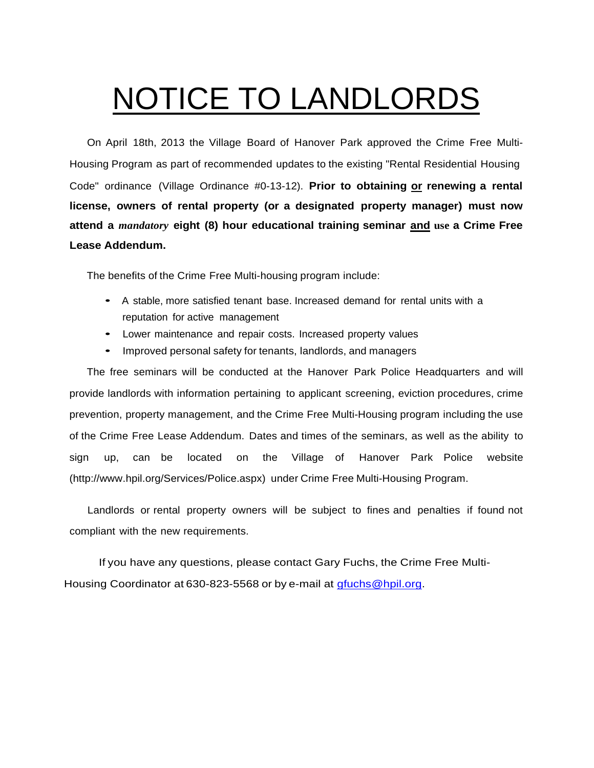# NOTICE TO LANDLORDS

On April 18th, 2013 the Village Board of Hanover Park approved the Crime Free Multi-Housing Program as part of recommended updates to the existing "Rental Residential Housing Code" ordinance (Village Ordinance #0-13-12). **Prior to obtaining <u>or</u> renewing a rental license, owners of rental property (or a designated property manager) must now attend a *mandatory* eight (8) hour educational training seminar <u>and</u> use a Crime Free Lease Addendum.**

The benefits of the Crime Free Multi-housing program include:

- A stable, more satisfied tenant base. Increased demand for rental units with a reputation for active management
- Lower maintenance and repair costs. Increased property values
- Improved personal safety for tenants, landlords, and managers

The free seminars will be conducted at the Hanover Park Police Headquarters and will provide landlords with information pertaining to applicant screening, eviction procedures, crime prevention, property management, and the Crime Free Multi-Housing program including the use of the Crime Free Lease Addendum. Dates and times of the seminars, as well as the ability to sign up, can be located on the Village of Hanover Park Police website (http://www.hpil.org/Services/Police.aspx) under Crime Free Multi-Housing Program.

Landlords or rental property owners will be subject to fines and penalties if found not compliant with the new requirements.

If you have any questions, please contact Gary Fuchs, the Crime Free Multi-Housing Coordinator at 630-823-5568 or by e-mail at gfuchs@hpil.org.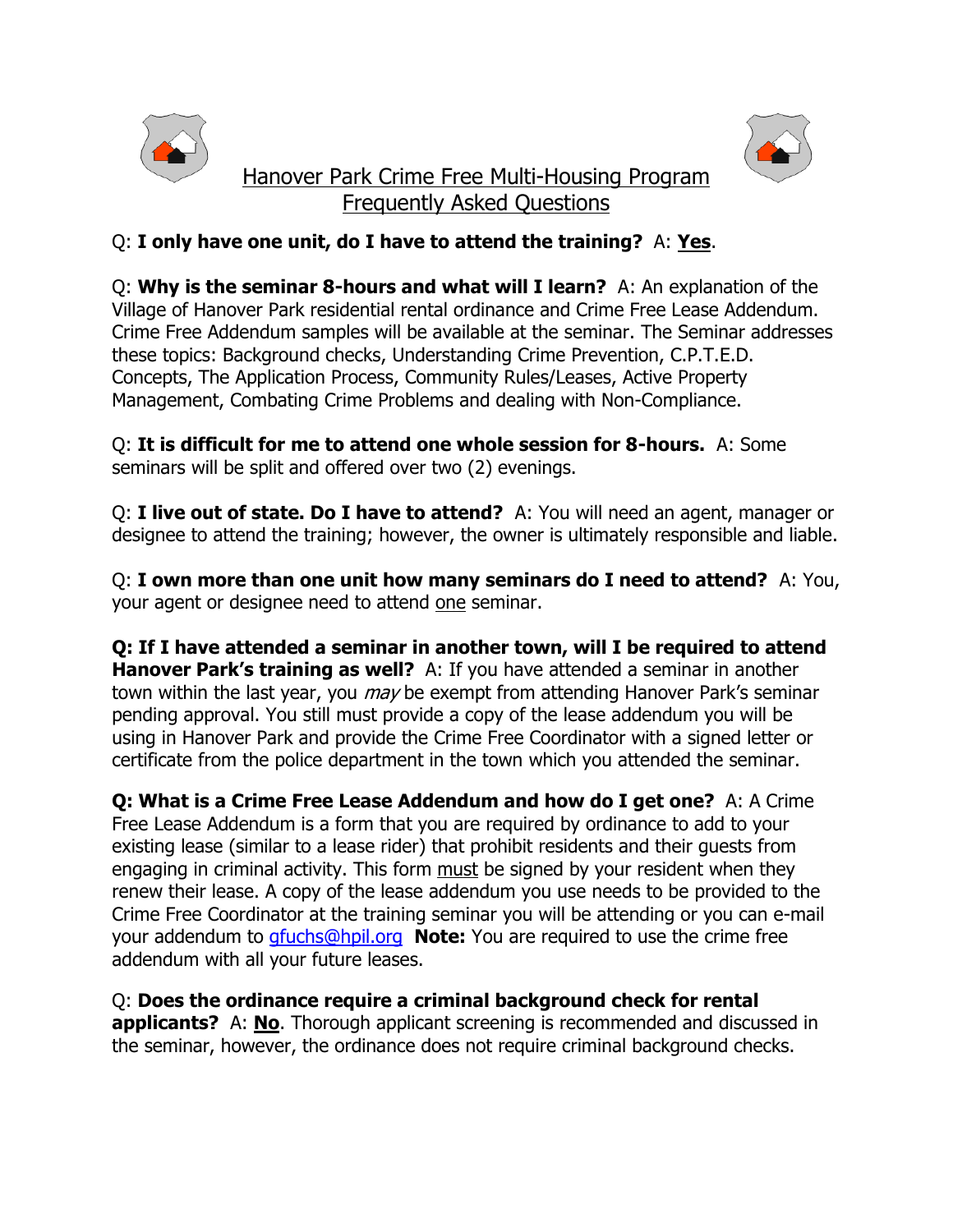# Hanover Park Crime Free Multi-Housing Program
## Frequently Asked Questions

Q: **I only have one unit, do I have to attend the training?** A: **Yes**.

Q: **Why is the seminar 8-hours and what will I learn?** A: An explanation of the Village of Hanover Park residential rental ordinance and Crime Free Lease Addendum. Crime Free Addendum samples will be available at the seminar. The Seminar addresses these topics: Background checks, Understanding Crime Prevention, C.P.T.E.D. Concepts, The Application Process, Community Rules/Leases, Active Property Management, Combating Crime Problems and dealing with Non-Compliance.

Q: **It is difficult for me to attend one whole session for 8-hours.** A: Some seminars will be split and offered over two (2) evenings.

Q: **I live out of state. Do I have to attend?** A: You will need an agent, manager or designee to attend the training; however, the owner is ultimately responsible and liable.

Q: **I own more than one unit how many seminars do I need to attend?** A: You, your agent or designee need to attend one seminar.

**Q: If I have attended a seminar in another town, will I be required to attend Hanover Park's training as well?** A: If you have attended a seminar in another town within the last year, you *may* be exempt from attending Hanover Park's seminar pending approval. You still must provide a copy of the lease addendum you will be using in Hanover Park and provide the Crime Free Coordinator with a signed letter or certificate from the police department in the town which you attended the seminar.

**Q: What is a Crime Free Lease Addendum and how do I get one?** A: A Crime Free Lease Addendum is a form that you are required by ordinance to add to your existing lease (similar to a lease rider) that prohibit residents and their guests from engaging in criminal activity. This form must be signed by your resident when they renew their lease. A copy of the lease addendum you use needs to be provided to the Crime Free Coordinator at the training seminar you will be attending or you can e-mail your addendum to gfuchs@hpil.org **Note:** You are required to use the crime free addendum with all your future leases.

Q: **Does the ordinance require a criminal background check for rental applicants?** A: **No**. Thorough applicant screening is recommended and discussed in the seminar, however, the ordinance does not require criminal background checks.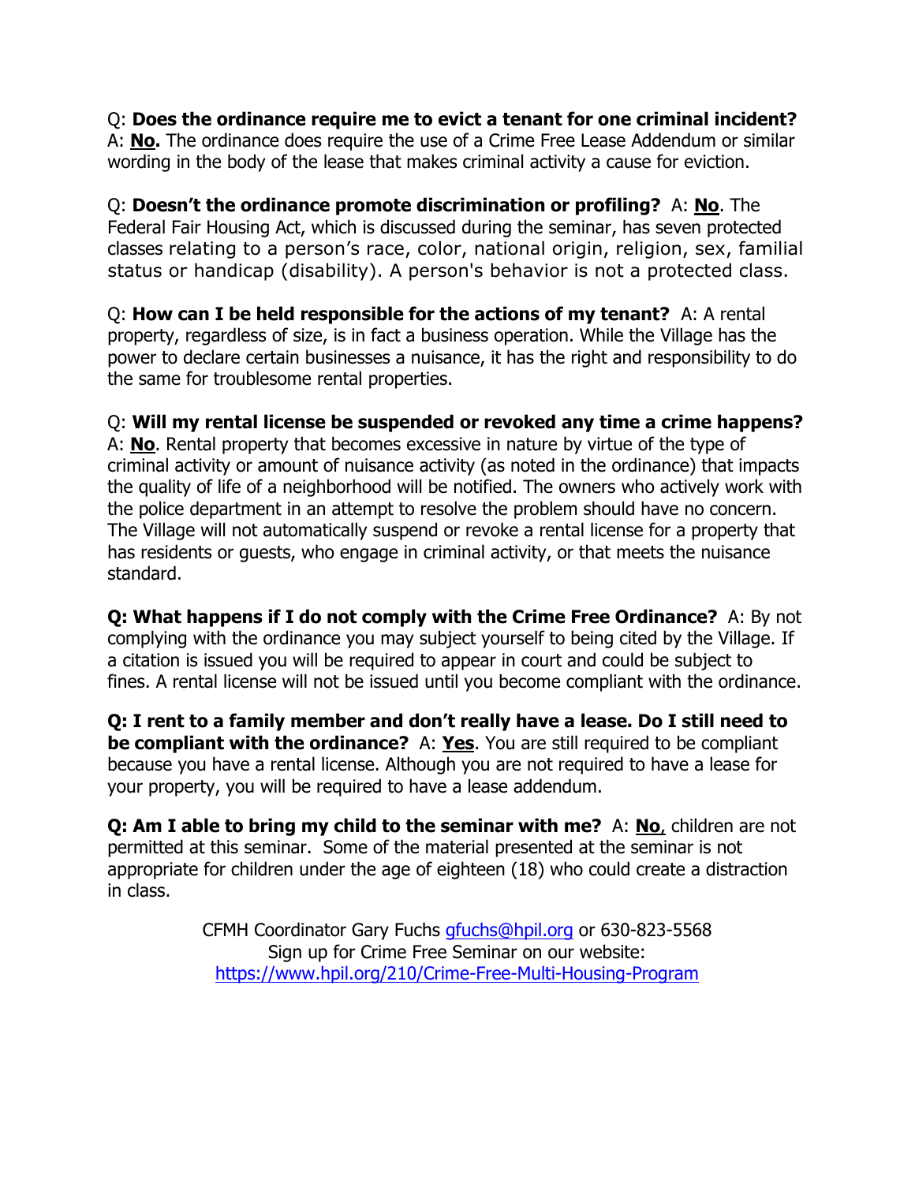Q: **Does the ordinance require me to evict a tenant for one criminal incident?** A: **<u>No.</u>** The ordinance does require the use of a Crime Free Lease Addendum or similar wording in the body of the lease that makes criminal activity a cause for eviction.

Q: **Doesn't the ordinance promote discrimination or profiling?** A: **<u>No</u>**. The Federal Fair Housing Act, which is discussed during the seminar, has seven protected classes relating to a person's race, color, national origin, religion, sex, familial status or handicap (disability). A person's behavior is not a protected class.

Q: **How can I be held responsible for the actions of my tenant?** A: A rental property, regardless of size, is in fact a business operation. While the Village has the power to declare certain businesses a nuisance, it has the right and responsibility to do the same for troublesome rental properties.

Q: **Will my rental license be suspended or revoked any time a crime happens?** A: **<u>No</u>**. Rental property that becomes excessive in nature by virtue of the type of criminal activity or amount of nuisance activity (as noted in the ordinance) that impacts the quality of life of a neighborhood will be notified. The owners who actively work with the police department in an attempt to resolve the problem should have no concern. The Village will not automatically suspend or revoke a rental license for a property that has residents or guests, who engage in criminal activity, or that meets the nuisance standard.

**Q: What happens if I do not comply with the Crime Free Ordinance?** A: By not complying with the ordinance you may subject yourself to being cited by the Village. If a citation is issued you will be required to appear in court and could be subject to fines. A rental license will not be issued until you become compliant with the ordinance.

**Q: I rent to a family member and don't really have a lease. Do I still need to be compliant with the ordinance?** A: **<u>Yes</u>**. You are still required to be compliant because you have a rental license. Although you are not required to have a lease for your property, you will be required to have a lease addendum.

**Q: Am I able to bring my child to the seminar with me?** A: **<u>No</u>**, children are not permitted at this seminar. Some of the material presented at the seminar is not appropriate for children under the age of eighteen (18) who could create a distraction in class.

CFMH Coordinator Gary Fuchs gfuchs@hpil.org or 630-823-5568
Sign up for Crime Free Seminar on our website:
https://www.hpil.org/210/Crime-Free-Multi-Housing-Program